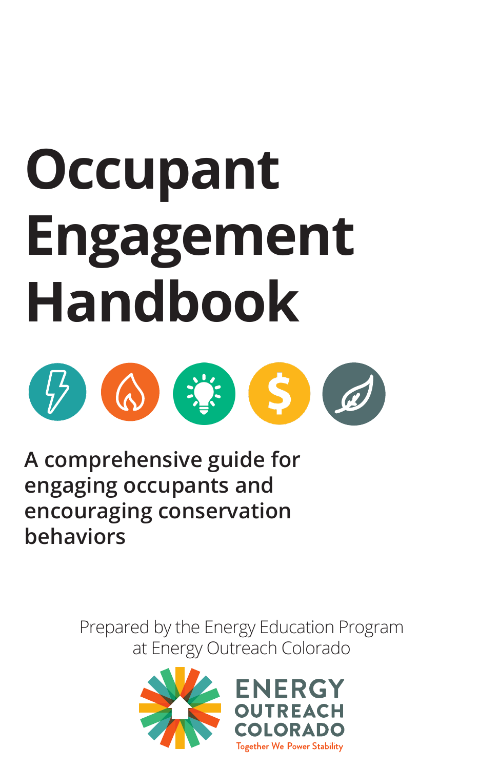# Occupant Engagement Handbook

**A comprehensive guide for engaging occupants and encouraging conservation behaviors**

Prepared by the Energy Education Program at Energy Outreach Colorado

ENERGY OUTREACH COLORADO

Together We Power Stability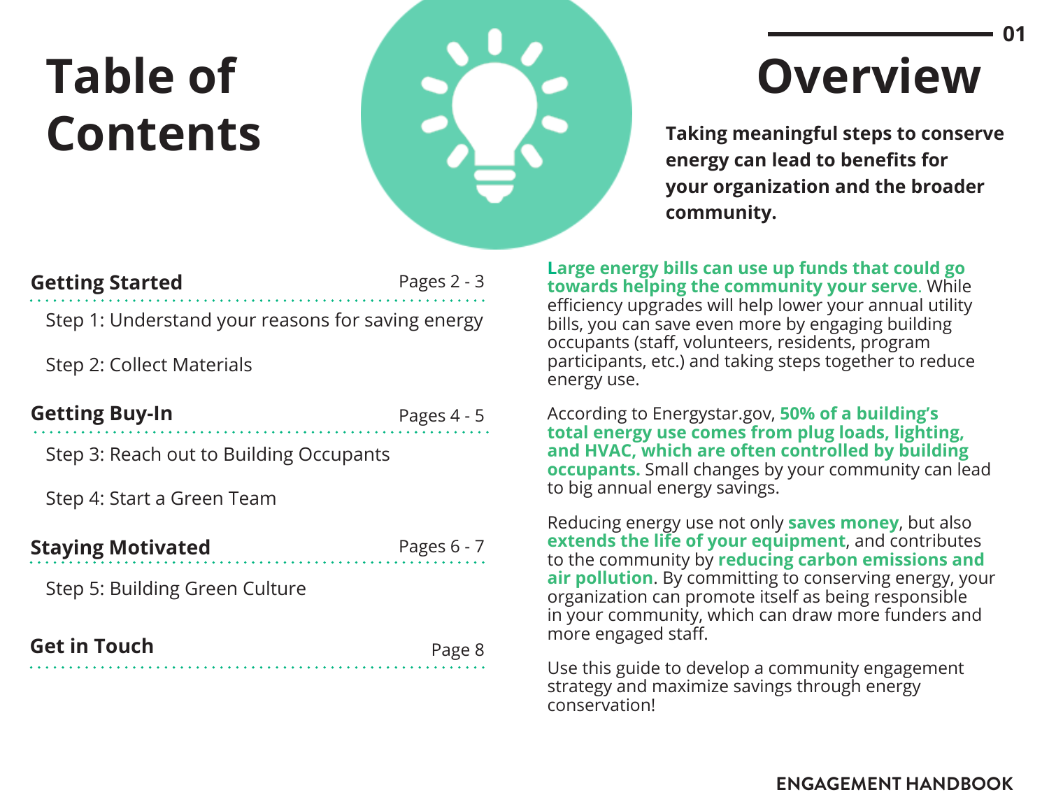# Table of Contents

**Getting Started** — Pages 2 - 3

- Step 1: Understand your reasons for saving energy
- Step 2: Collect Materials

**Getting Buy-In** — Pages 4 - 5

- Step 3: Reach out to Building Occupants
- Step 4: Start a Green Team

**Staying Motivated** — Pages 6 - 7

- Step 5: Building Green Culture

**Get in Touch** — Page 8

# Overview

**Taking meaningful steps to conserve energy can lead to benefits for your organization and the broader community.**

**Large energy bills can use up funds that could go towards helping the community your serve**. While efficiency upgrades will help lower your annual utility bills, you can save even more by engaging building occupants (staff, volunteers, residents, program participants, etc.) and taking steps together to reduce energy use.

According to Energystar.gov, **50% of a building's total energy use comes from plug loads, lighting, and HVAC, which are often controlled by building occupants.** Small changes by your community can lead to big annual energy savings.

Reducing energy use not only **saves money**, but also **extends the life of your equipment**, and contributes to the community by **reducing carbon emissions and air pollution**. By committing to conserving energy, your organization can promote itself as being responsible in your community, which can draw more funders and more engaged staff.

Use this guide to develop a community engagement strategy and maximize savings through energy conservation!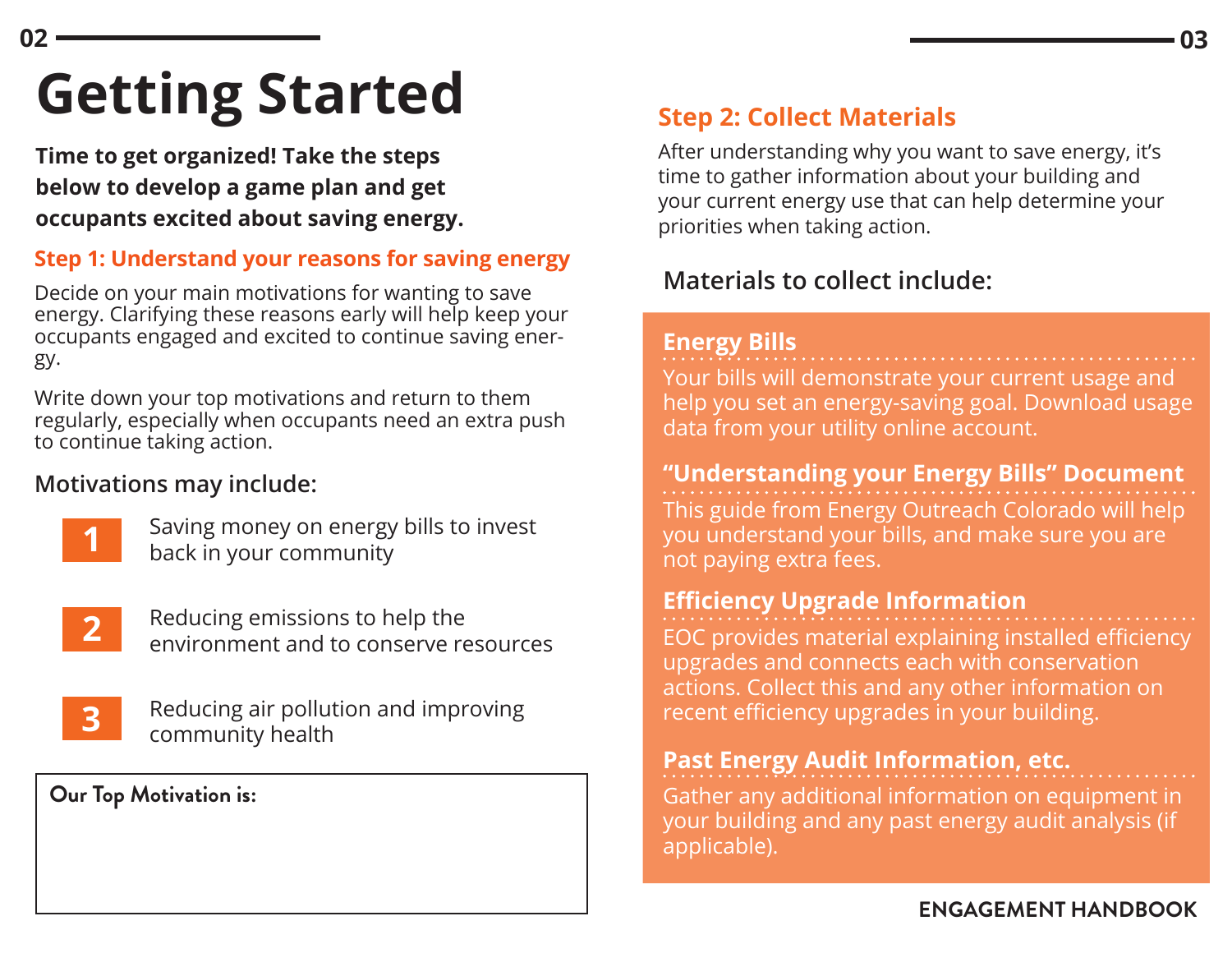# Getting Started

**Time to get organized! Take the steps below to develop a game plan and get occupants excited about saving energy.**

## Step 1: Understand your reasons for saving energy

Decide on your main motivations for wanting to save energy. Clarifying these reasons early will help keep your occupants engaged and excited to continue saving energy.

Write down your top motivations and return to them regularly, especially when occupants need an extra push to continue taking action.

### Motivations may include:

1. Saving money on energy bills to invest back in your community
2. Reducing emissions to help the environment and to conserve resources
3. Reducing air pollution and improving community health

**Our Top Motivation is:**

## Step 2: Collect Materials

After understanding why you want to save energy, it's time to gather information about your building and your current energy use that can help determine your priorities when taking action.

### Materials to collect include:

**Energy Bills**

Your bills will demonstrate your current usage and help you set an energy-saving goal. Download usage data from your utility online account.

**"Understanding your Energy Bills" Document**

This guide from Energy Outreach Colorado will help you understand your bills, and make sure you are not paying extra fees.

**Efficiency Upgrade Information**

EOC provides material explaining installed efficiency upgrades and connects each with conservation actions. Collect this and any other information on recent efficiency upgrades in your building.

**Past Energy Audit Information, etc.**

Gather any additional information on equipment in your building and any past energy audit analysis (if applicable).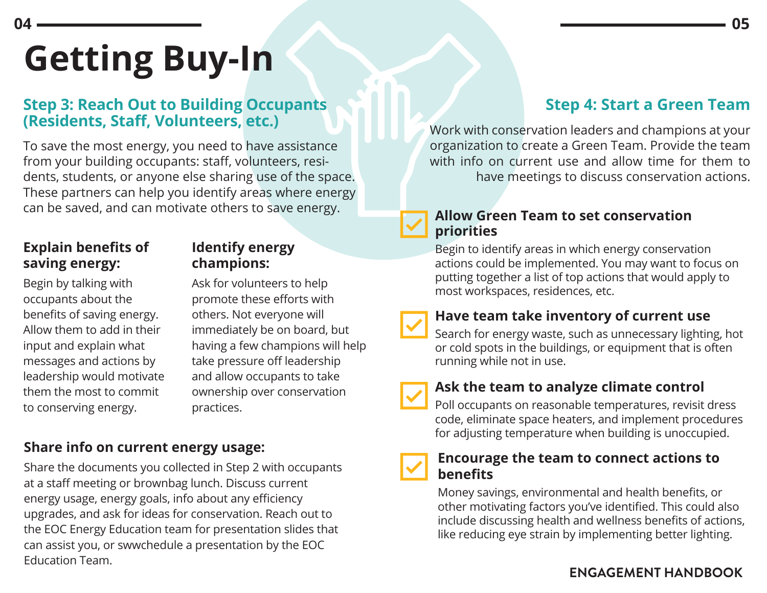# Getting Buy-In

## Step 3: Reach Out to Building Occupants (Residents, Staff, Volunteers, etc.)

To save the most energy, you need to have assistance from your building occupants: staff, volunteers, residents, students, or anyone else sharing use of the space. These partners can help you identify areas where energy can be saved, and can motivate others to save energy.

### Explain benefits of saving energy:

Begin by talking with occupants about the benefits of saving energy. Allow them to add in their input and explain what messages and actions by leadership would motivate them the most to commit to conserving energy.

### Identify energy champions:

Ask for volunteers to help promote these efforts with others. Not everyone will immediately be on board, but having a few champions will help take pressure off leadership and allow occupants to take ownership over conservation practices.

### Share info on current energy usage:

Share the documents you collected in Step 2 with occupants at a staff meeting or brownbag lunch. Discuss current energy usage, energy goals, info about any efficiency upgrades, and ask for ideas for conservation. Reach out to the EOC Energy Education team for presentation slides that can assist you, or swwchedule a presentation by the EOC Education Team.

## Step 4: Start a Green Team

Work with conservation leaders and champions at your organization to create a Green Team. Provide the team with info on current use and allow time for them to have meetings to discuss conservation actions.

### Allow Green Team to set conservation priorities

Begin to identify areas in which energy conservation actions could be implemented. You may want to focus on putting together a list of top actions that would apply to most workspaces, residences, etc.

### Have team take inventory of current use

Search for energy waste, such as unnecessary lighting, hot or cold spots in the buildings, or equipment that is often running while not in use.

### Ask the team to analyze climate control

Poll occupants on reasonable temperatures, revisit dress code, eliminate space heaters, and implement procedures for adjusting temperature when building is unoccupied.

### Encourage the team to connect actions to benefits

Money savings, environmental and health benefits, or other motivating factors you've identified. This could also include discussing health and wellness benefits of actions, like reducing eye strain by implementing better lighting.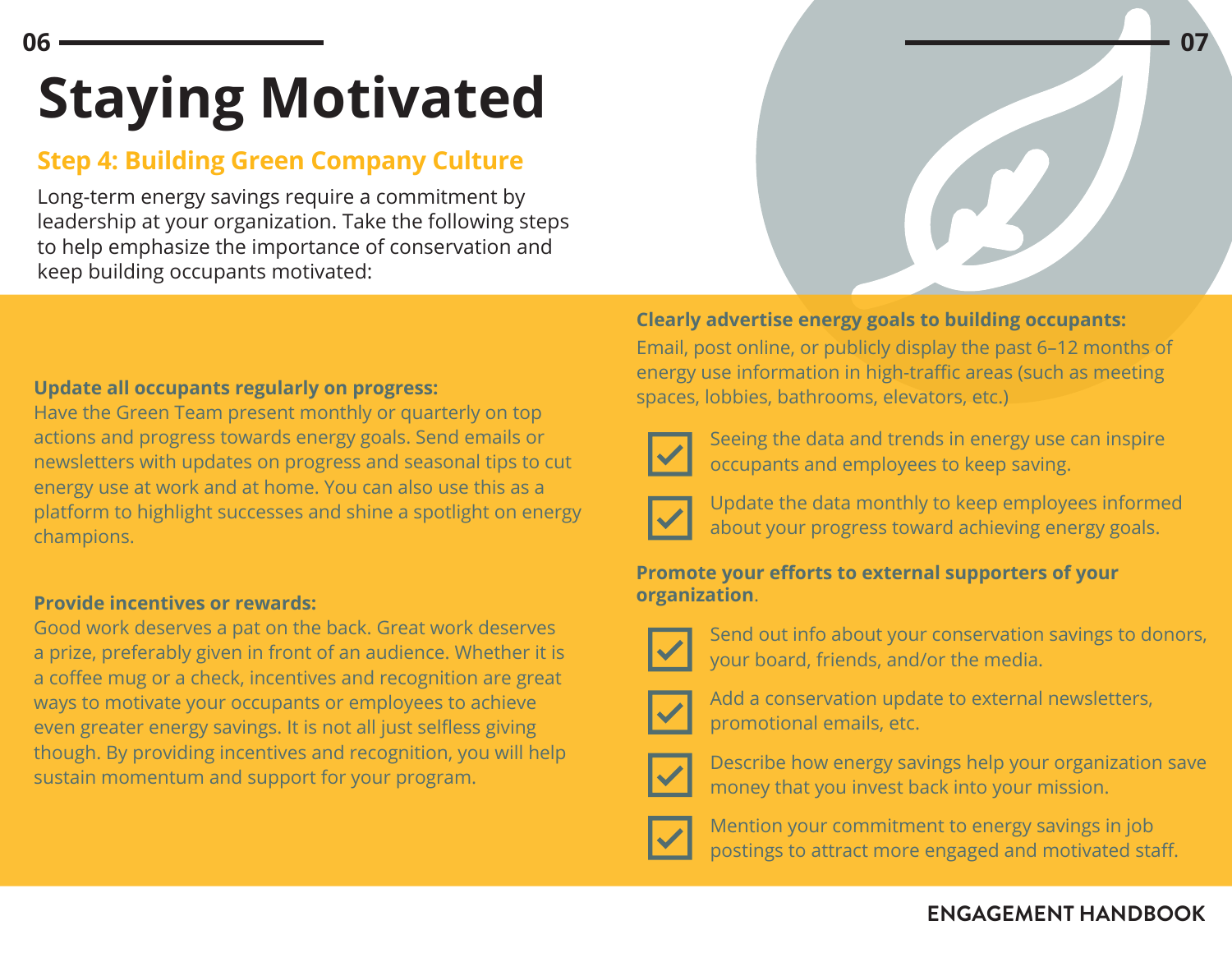# Staying Motivated

## Step 4: Building Green Company Culture

Long-term energy savings require a commitment by leadership at your organization. Take the following steps to help emphasize the importance of conservation and keep building occupants motivated:

**Update all occupants regularly on progress:**
Have the Green Team present monthly or quarterly on top actions and progress towards energy goals. Send emails or newsletters with updates on progress and seasonal tips to cut energy use at work and at home. You can also use this as a platform to highlight successes and shine a spotlight on energy champions.

**Provide incentives or rewards:**
Good work deserves a pat on the back. Great work deserves a prize, preferably given in front of an audience. Whether it is a coffee mug or a check, incentives and recognition are great ways to motivate your occupants or employees to achieve even greater energy savings. It is not all just selfless giving though. By providing incentives and recognition, you will help sustain momentum and support for your program.

**Clearly advertise energy goals to building occupants:**
Email, post online, or publicly display the past 6–12 months of energy use information in high-traffic areas (such as meeting spaces, lobbies, bathrooms, elevators, etc.)

- [x] Seeing the data and trends in energy use can inspire occupants and employees to keep saving.
- [x] Update the data monthly to keep employees informed about your progress toward achieving energy goals.

**Promote your efforts to external supporters of your organization**.

- [x] Send out info about your conservation savings to donors, your board, friends, and/or the media.
- [x] Add a conservation update to external newsletters, promotional emails, etc.
- [x] Describe how energy savings help your organization save money that you invest back into your mission.
- [x] Mention your commitment to energy savings in job postings to attract more engaged and motivated staff.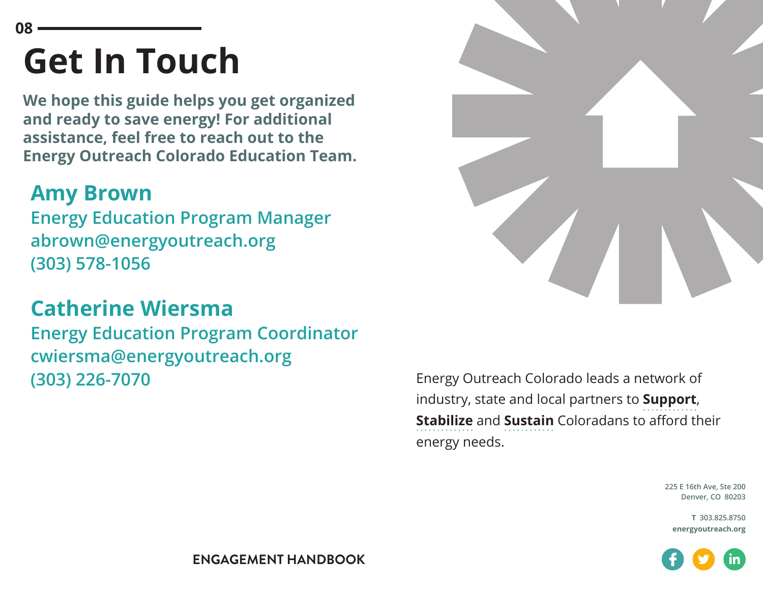# Get In Touch

**We hope this guide helps you get organized and ready to save energy! For additional assistance, feel free to reach out to the Energy Outreach Colorado Education Team.**

**Amy Brown**
Energy Education Program Manager
abrown@energyoutreach.org
(303) 578-1056

**Catherine Wiersma**
Energy Education Program Coordinator
cwiersma@energyoutreach.org
(303) 226-7070

Energy Outreach Colorado leads a network of industry, state and local partners to **Support**, **Stabilize** and **Sustain** Coloradans to afford their energy needs.

225 E 16th Ave, Ste 200
Denver, CO 80203

**T** 303.825.8750
**energyoutreach.org**